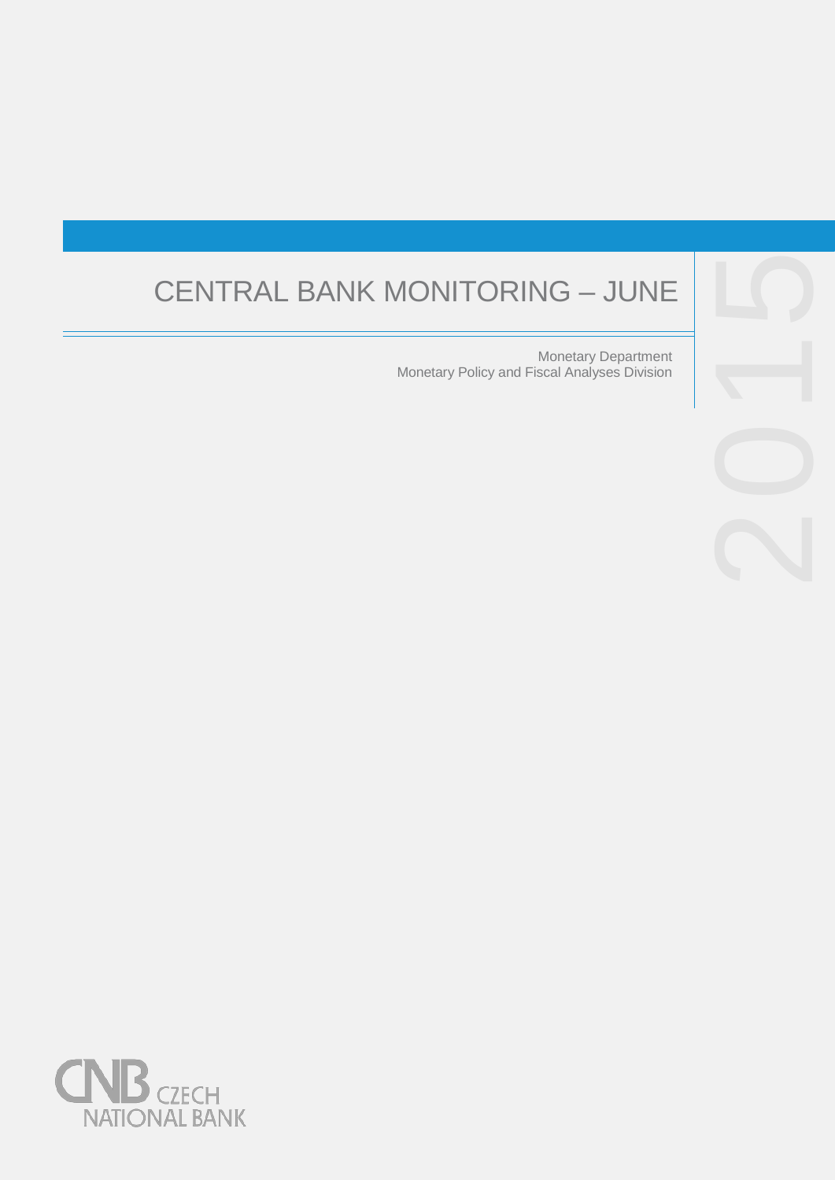# CENTRAL BANK MONITORING – JUNE

2015

Monetary Department
Monetary Policy and Fiscal Analyses Division

CNB CZECH NATIONAL BANK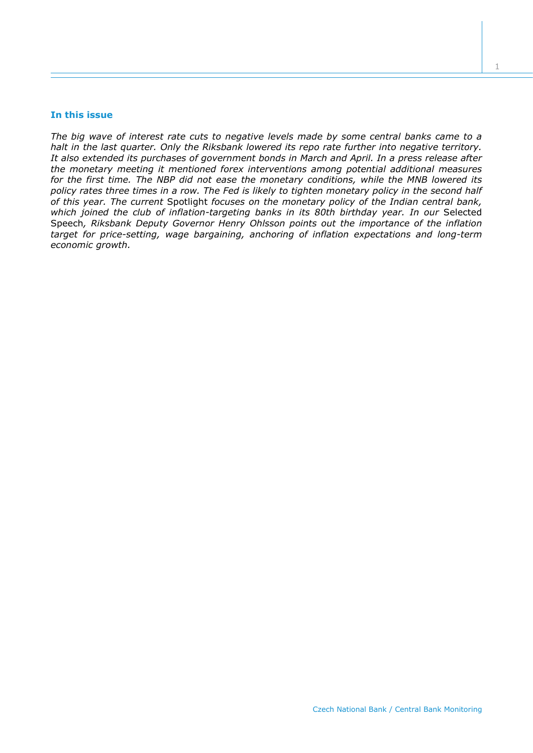## In this issue

*The big wave of interest rate cuts to negative levels made by some central banks came to a halt in the last quarter. Only the Riksbank lowered its repo rate further into negative territory. It also extended its purchases of government bonds in March and April. In a press release after the monetary meeting it mentioned forex interventions among potential additional measures for the first time. The NBP did not ease the monetary conditions, while the MNB lowered its policy rates three times in a row. The Fed is likely to tighten monetary policy in the second half of this year. The current* Spotlight *focuses on the monetary policy of the Indian central bank, which joined the club of inflation-targeting banks in its 80th birthday year. In our* Selected Speech*, Riksbank Deputy Governor Henry Ohlsson points out the importance of the inflation target for price-setting, wage bargaining, anchoring of inflation expectations and long-term economic growth.*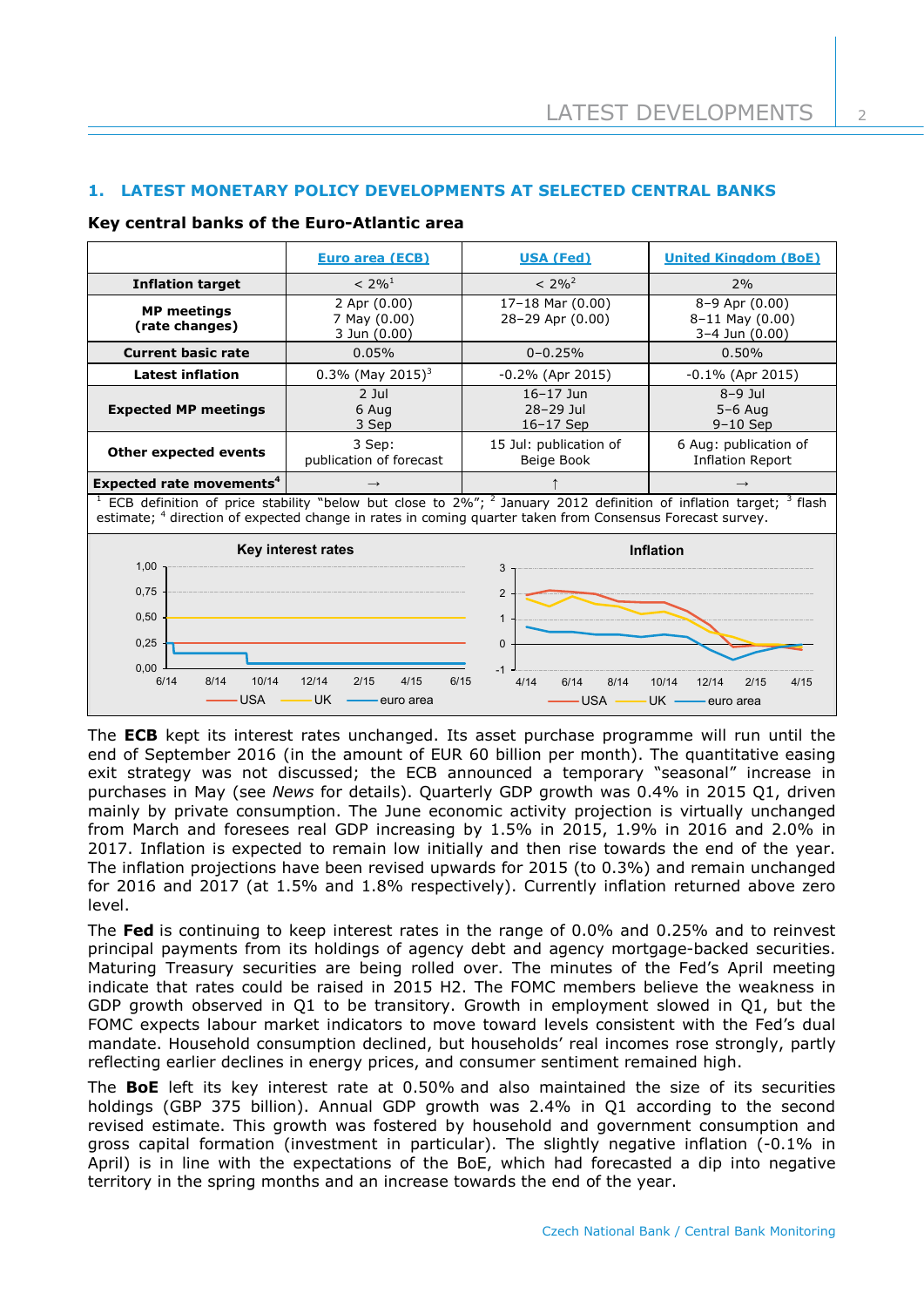## 1. LATEST MONETARY POLICY DEVELOPMENTS AT SELECTED CENTRAL BANKS

### Key central banks of the Euro-Atlantic area

| | Euro area (ECB) | USA (Fed) | United Kingdom (BoE) |
|---|---|---|---|
| **Inflation target** | < 2%[1] | < 2%[2] | 2% |
| **MP meetings (rate changes)** | 2 Apr (0.00) 7 May (0.00) 3 Jun (0.00) | 17–18 Mar (0.00) 28–29 Apr (0.00) | 8–9 Apr (0.00) 8–11 May (0.00) 3–4 Jun (0.00) |
| **Current basic rate** | 0.05% | 0–0.25% | 0.50% |
| **Latest inflation** | 0.3% (May 2015)[3] | -0.2% (Apr 2015) | -0.1% (Apr 2015) |
| **Expected MP meetings** | 2 Jul 6 Aug 3 Sep | 16–17 Jun 28–29 Jul 16–17 Sep | 8–9 Jul 5–6 Aug 9–10 Sep |
| **Other expected events** | 3 Sep: publication of forecast | 15 Jul: publication of Beige Book | 6 Aug: publication of Inflation Report |
| **Expected rate movements**[4] | → | ↑ | → |

[1] ECB definition of price stability "below but close to 2%"; [2] January 2012 definition of inflation target; [3] flash estimate; [4] direction of expected change in rates in coming quarter taken from Consensus Forecast survey.

The **ECB** kept its interest rates unchanged. Its asset purchase programme will run until the end of September 2016 (in the amount of EUR 60 billion per month). The quantitative easing exit strategy was not discussed; the ECB announced a temporary "seasonal" increase in purchases in May (see *News* for details). Quarterly GDP growth was 0.4% in 2015 Q1, driven mainly by private consumption. The June economic activity projection is virtually unchanged from March and foresees real GDP increasing by 1.5% in 2015, 1.9% in 2016 and 2.0% in 2017. Inflation is expected to remain low initially and then rise towards the end of the year. The inflation projections have been revised upwards for 2015 (to 0.3%) and remain unchanged for 2016 and 2017 (at 1.5% and 1.8% respectively). Currently inflation returned above zero level.

The **Fed** is continuing to keep interest rates in the range of 0.0% and 0.25% and to reinvest principal payments from its holdings of agency debt and agency mortgage-backed securities. Maturing Treasury securities are being rolled over. The minutes of the Fed's April meeting indicate that rates could be raised in 2015 H2. The FOMC members believe the weakness in GDP growth observed in Q1 to be transitory. Growth in employment slowed in Q1, but the FOMC expects labour market indicators to move toward levels consistent with the Fed's dual mandate. Household consumption declined, but households' real incomes rose strongly, partly reflecting earlier declines in energy prices, and consumer sentiment remained high.

The **BoE** left its key interest rate at 0.50% and also maintained the size of its securities holdings (GBP 375 billion). Annual GDP growth was 2.4% in Q1 according to the second revised estimate. This growth was fostered by household and government consumption and gross capital formation (investment in particular). The slightly negative inflation (-0.1% in April) is in line with the expectations of the BoE, which had forecasted a dip into negative territory in the spring months and an increase towards the end of the year.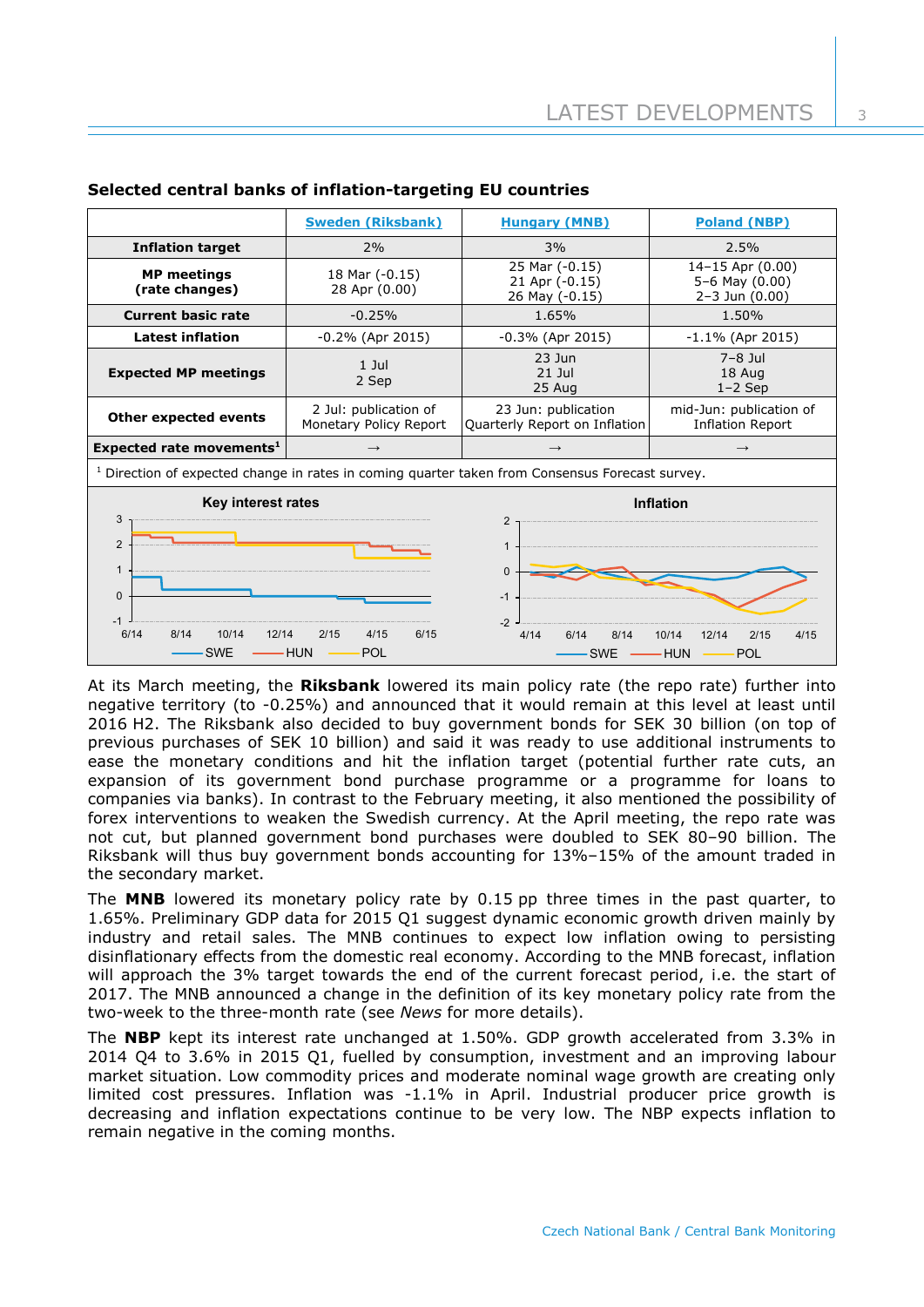**Selected central banks of inflation-targeting EU countries**

| | Sweden (Riksbank) | Hungary (MNB) | Poland (NBP) |
|---|---|---|---|
| **Inflation target** | 2% | 3% | 2.5% |
| **MP meetings (rate changes)** | 18 Mar (-0.15)<br>28 Apr (0.00) | 25 Mar (-0.15)<br>21 Apr (-0.15)<br>26 May (-0.15) | 14–15 Apr (0.00)<br>5–6 May (0.00)<br>2–3 Jun (0.00) |
| **Current basic rate** | -0.25% | 1.65% | 1.50% |
| **Latest inflation** | -0.2% (Apr 2015) | -0.3% (Apr 2015) | -1.1% (Apr 2015) |
| **Expected MP meetings** | 1 Jul<br>2 Sep | 23 Jun<br>21 Jul<br>25 Aug | 7–8 Jul<br>18 Aug<br>1–2 Sep |
| **Other expected events** | 2 Jul: publication of Monetary Policy Report | 23 Jun: publication Quarterly Report on Inflation | mid-Jun: publication of Inflation Report |
| **Expected rate movements**[1] | → | → | → |

[1] Direction of expected change in rates in coming quarter taken from Consensus Forecast survey.

At its March meeting, the **Riksbank** lowered its main policy rate (the repo rate) further into negative territory (to -0.25%) and announced that it would remain at this level at least until 2016 H2. The Riksbank also decided to buy government bonds for SEK 30 billion (on top of previous purchases of SEK 10 billion) and said it was ready to use additional instruments to ease the monetary conditions and hit the inflation target (potential further rate cuts, an expansion of its government bond purchase programme or a programme for loans to companies via banks). In contrast to the February meeting, it also mentioned the possibility of forex interventions to weaken the Swedish currency. At the April meeting, the repo rate was not cut, but planned government bond purchases were doubled to SEK 80–90 billion. The Riksbank will thus buy government bonds accounting for 13%–15% of the amount traded in the secondary market.

The **MNB** lowered its monetary policy rate by 0.15 pp three times in the past quarter, to 1.65%. Preliminary GDP data for 2015 Q1 suggest dynamic economic growth driven mainly by industry and retail sales. The MNB continues to expect low inflation owing to persisting disinflationary effects from the domestic real economy. According to the MNB forecast, inflation will approach the 3% target towards the end of the current forecast period, i.e. the start of 2017. The MNB announced a change in the definition of its key monetary policy rate from the two-week to the three-month rate (see *News* for more details).

The **NBP** kept its interest rate unchanged at 1.50%. GDP growth accelerated from 3.3% in 2014 Q4 to 3.6% in 2015 Q1, fuelled by consumption, investment and an improving labour market situation. Low commodity prices and moderate nominal wage growth are creating only limited cost pressures. Inflation was -1.1% in April. Industrial producer price growth is decreasing and inflation expectations continue to be very low. The NBP expects inflation to remain negative in the coming months.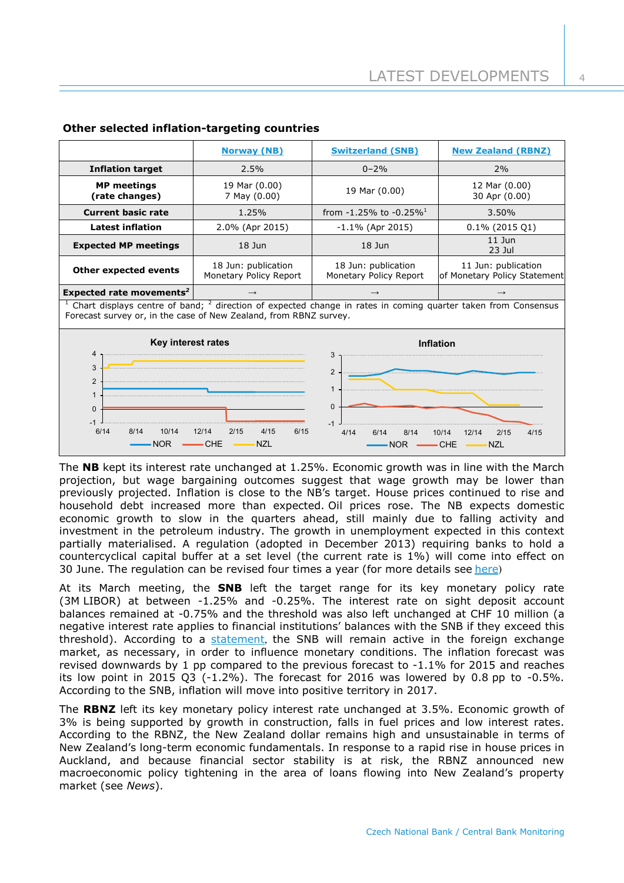### Other selected inflation-targeting countries

| | Norway (NB) | Switzerland (SNB) | New Zealand (RBNZ) |
|---|---|---|---|
| **Inflation target** | 2.5% | 0–2% | 2% |
| **MP meetings (rate changes)** | 19 Mar (0.00)<br>7 May (0.00) | 19 Mar (0.00) | 12 Mar (0.00)<br>30 Apr (0.00) |
| **Current basic rate** | 1.25% | from -1.25% to -0.25%[1] | 3.50% |
| **Latest inflation** | 2.0% (Apr 2015) | -1.1% (Apr 2015) | 0.1% (2015 Q1) |
| **Expected MP meetings** | 18 Jun | 18 Jun | 11 Jun<br>23 Jul |
| **Other expected events** | 18 Jun: publication Monetary Policy Report | 18 Jun: publication Monetary Policy Report | 11 Jun: publication of Monetary Policy Statement |
| **Expected rate movements[2]** | → | → | → |

[1] Chart displays centre of band; [2] direction of expected change in rates in coming quarter taken from Consensus Forecast survey or, in the case of New Zealand, from RBNZ survey.

The **NB** kept its interest rate unchanged at 1.25%. Economic growth was in line with the March projection, but wage bargaining outcomes suggest that wage growth may be lower than previously projected. Inflation is close to the NB's target. House prices continued to rise and household debt increased more than expected. Oil prices rose. The NB expects domestic economic growth to slow in the quarters ahead, still mainly due to falling activity and investment in the petroleum industry. The growth in unemployment expected in this context partially materialised. A regulation (adopted in December 2013) requiring banks to hold a countercyclical capital buffer at a set level (the current rate is 1%) will come into effect on 30 June. The regulation can be revised four times a year (for more details see here)

At its March meeting, the **SNB** left the target range for its key monetary policy rate (3M LIBOR) at between -1.25% and -0.25%. The interest rate on sight deposit account balances remained at -0.75% and the threshold was also left unchanged at CHF 10 million (a negative interest rate applies to financial institutions' balances with the SNB if they exceed this threshold). According to a statement, the SNB will remain active in the foreign exchange market, as necessary, in order to influence monetary conditions. The inflation forecast was revised downwards by 1 pp compared to the previous forecast to -1.1% for 2015 and reaches its low point in 2015 Q3 (-1.2%). The forecast for 2016 was lowered by 0.8 pp to -0.5%. According to the SNB, inflation will move into positive territory in 2017.

The **RBNZ** left its key monetary policy interest rate unchanged at 3.5%. Economic growth of 3% is being supported by growth in construction, falls in fuel prices and low interest rates. According to the RBNZ, the New Zealand dollar remains high and unsustainable in terms of New Zealand's long-term economic fundamentals. In response to a rapid rise in house prices in Auckland, and because financial sector stability is at risk, the RBNZ announced new macroeconomic policy tightening in the area of loans flowing into New Zealand's property market (see *News*).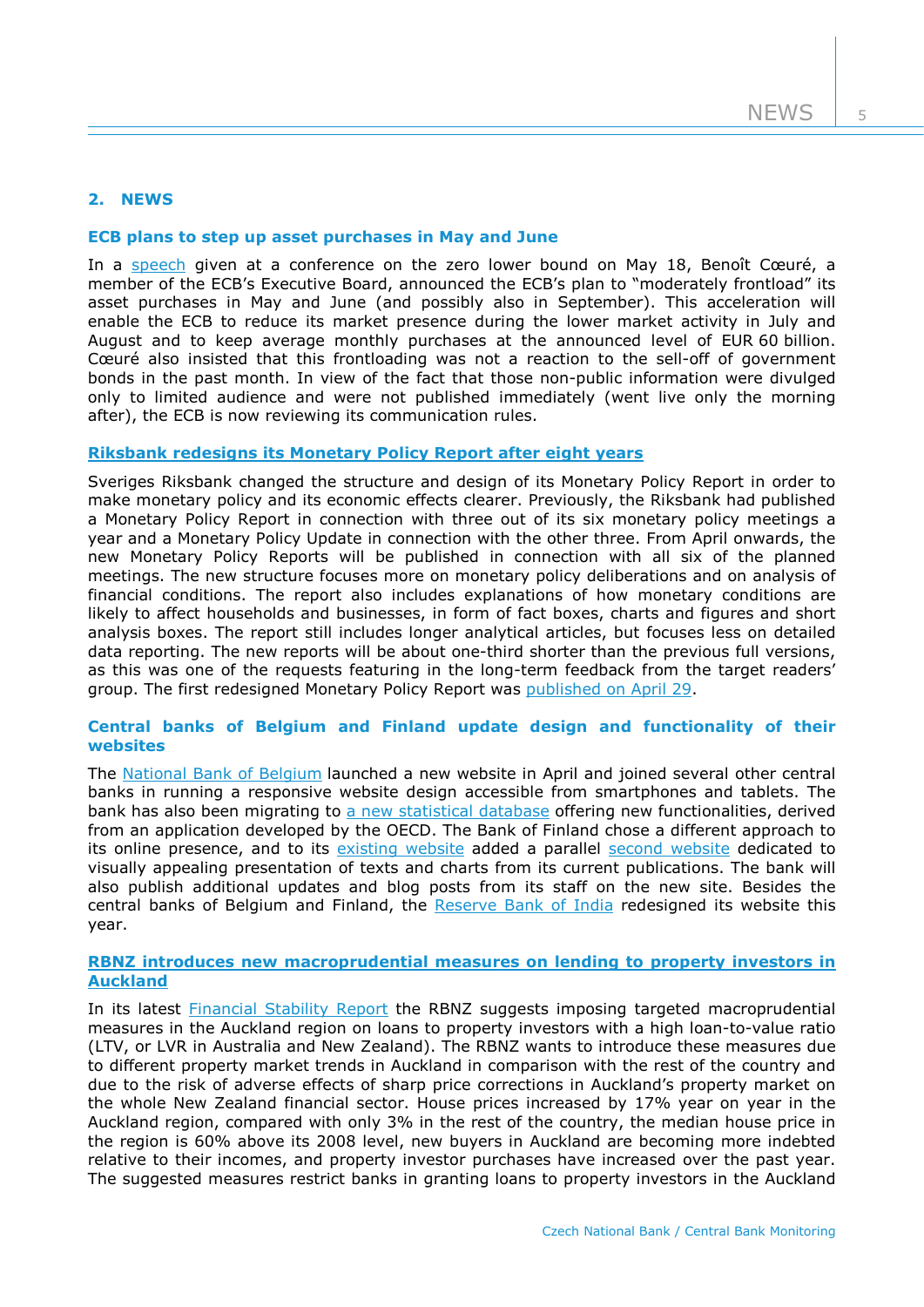## 2. NEWS

### ECB plans to step up asset purchases in May and June

In a speech given at a conference on the zero lower bound on May 18, Benoît Cœuré, a member of the ECB's Executive Board, announced the ECB's plan to "moderately frontload" its asset purchases in May and June (and possibly also in September). This acceleration will enable the ECB to reduce its market presence during the lower market activity in July and August and to keep average monthly purchases at the announced level of EUR 60 billion. Cœuré also insisted that this frontloading was not a reaction to the sell-off of government bonds in the past month. In view of the fact that those non-public information were divulged only to limited audience and were not published immediately (went live only the morning after), the ECB is now reviewing its communication rules.

### Riksbank redesigns its Monetary Policy Report after eight years

Sveriges Riksbank changed the structure and design of its Monetary Policy Report in order to make monetary policy and its economic effects clearer. Previously, the Riksbank had published a Monetary Policy Report in connection with three out of its six monetary policy meetings a year and a Monetary Policy Update in connection with the other three. From April onwards, the new Monetary Policy Reports will be published in connection with all six of the planned meetings. The new structure focuses more on monetary policy deliberations and on analysis of financial conditions. The report also includes explanations of how monetary conditions are likely to affect households and businesses, in form of fact boxes, charts and figures and short analysis boxes. The report still includes longer analytical articles, but focuses less on detailed data reporting. The new reports will be about one-third shorter than the previous full versions, as this was one of the requests featuring in the long-term feedback from the target readers' group. The first redesigned Monetary Policy Report was published on April 29.

### Central banks of Belgium and Finland update design and functionality of their websites

The National Bank of Belgium launched a new website in April and joined several other central banks in running a responsive website design accessible from smartphones and tablets. The bank has also been migrating to a new statistical database offering new functionalities, derived from an application developed by the OECD. The Bank of Finland chose a different approach to its online presence, and to its existing website added a parallel second website dedicated to visually appealing presentation of texts and charts from its current publications. The bank will also publish additional updates and blog posts from its staff on the new site. Besides the central banks of Belgium and Finland, the Reserve Bank of India redesigned its website this year.

### RBNZ introduces new macroprudential measures on lending to property investors in Auckland

In its latest Financial Stability Report the RBNZ suggests imposing targeted macroprudential measures in the Auckland region on loans to property investors with a high loan-to-value ratio (LTV, or LVR in Australia and New Zealand). The RBNZ wants to introduce these measures due to different property market trends in Auckland in comparison with the rest of the country and due to the risk of adverse effects of sharp price corrections in Auckland's property market on the whole New Zealand financial sector. House prices increased by 17% year on year in the Auckland region, compared with only 3% in the rest of the country, the median house price in the region is 60% above its 2008 level, new buyers in Auckland are becoming more indebted relative to their incomes, and property investor purchases have increased over the past year. The suggested measures restrict banks in granting loans to property investors in the Auckland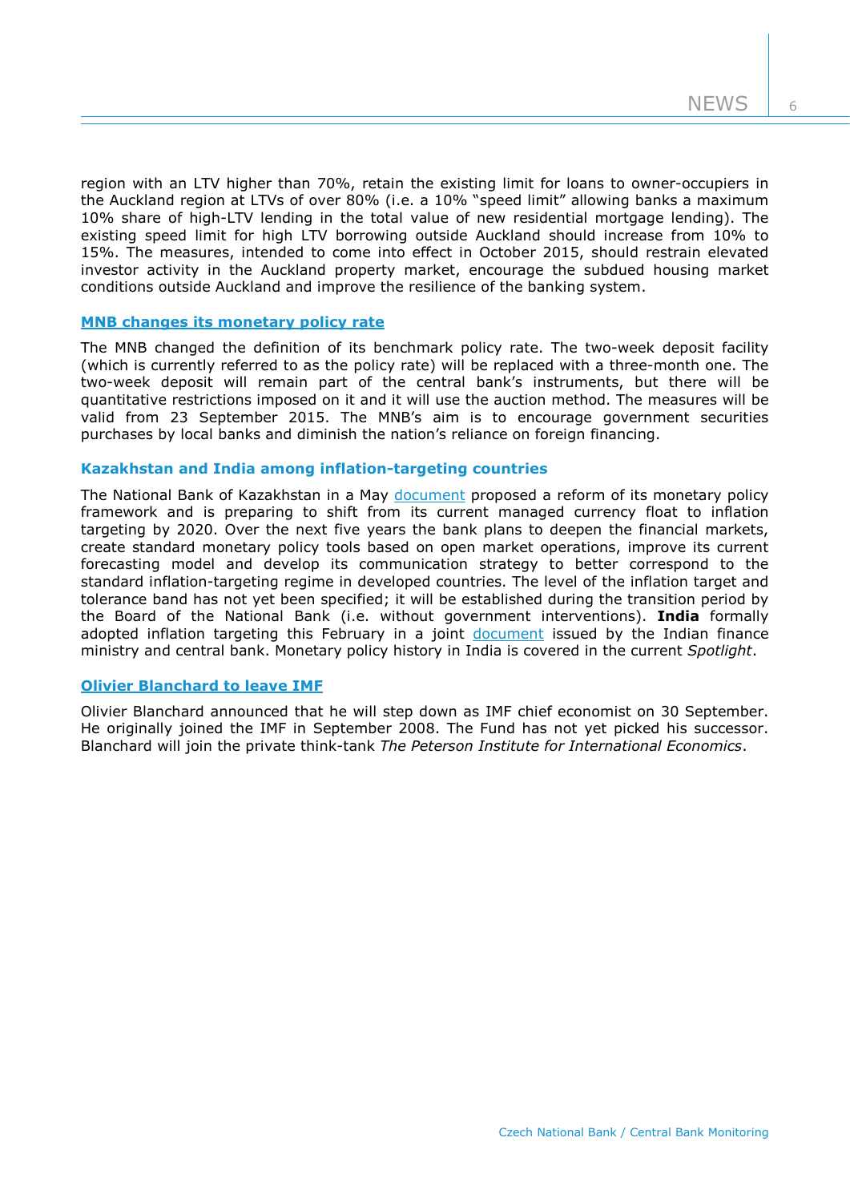region with an LTV higher than 70%, retain the existing limit for loans to owner-occupiers in the Auckland region at LTVs of over 80% (i.e. a 10% "speed limit" allowing banks a maximum 10% share of high-LTV lending in the total value of new residential mortgage lending). The existing speed limit for high LTV borrowing outside Auckland should increase from 10% to 15%. The measures, intended to come into effect in October 2015, should restrain elevated investor activity in the Auckland property market, encourage the subdued housing market conditions outside Auckland and improve the resilience of the banking system.

### MNB changes its monetary policy rate

The MNB changed the definition of its benchmark policy rate. The two-week deposit facility (which is currently referred to as the policy rate) will be replaced with a three-month one. The two-week deposit will remain part of the central bank's instruments, but there will be quantitative restrictions imposed on it and it will use the auction method. The measures will be valid from 23 September 2015. The MNB's aim is to encourage government securities purchases by local banks and diminish the nation's reliance on foreign financing.

### Kazakhstan and India among inflation-targeting countries

The National Bank of Kazakhstan in a May document proposed a reform of its monetary policy framework and is preparing to shift from its current managed currency float to inflation targeting by 2020. Over the next five years the bank plans to deepen the financial markets, create standard monetary policy tools based on open market operations, improve its current forecasting model and develop its communication strategy to better correspond to the standard inflation-targeting regime in developed countries. The level of the inflation target and tolerance band has not yet been specified; it will be established during the transition period by the Board of the National Bank (i.e. without government interventions). **India** formally adopted inflation targeting this February in a joint document issued by the Indian finance ministry and central bank. Monetary policy history in India is covered in the current *Spotlight*.

### Olivier Blanchard to leave IMF

Olivier Blanchard announced that he will step down as IMF chief economist on 30 September. He originally joined the IMF in September 2008. The Fund has not yet picked his successor. Blanchard will join the private think-tank *The Peterson Institute for International Economics*.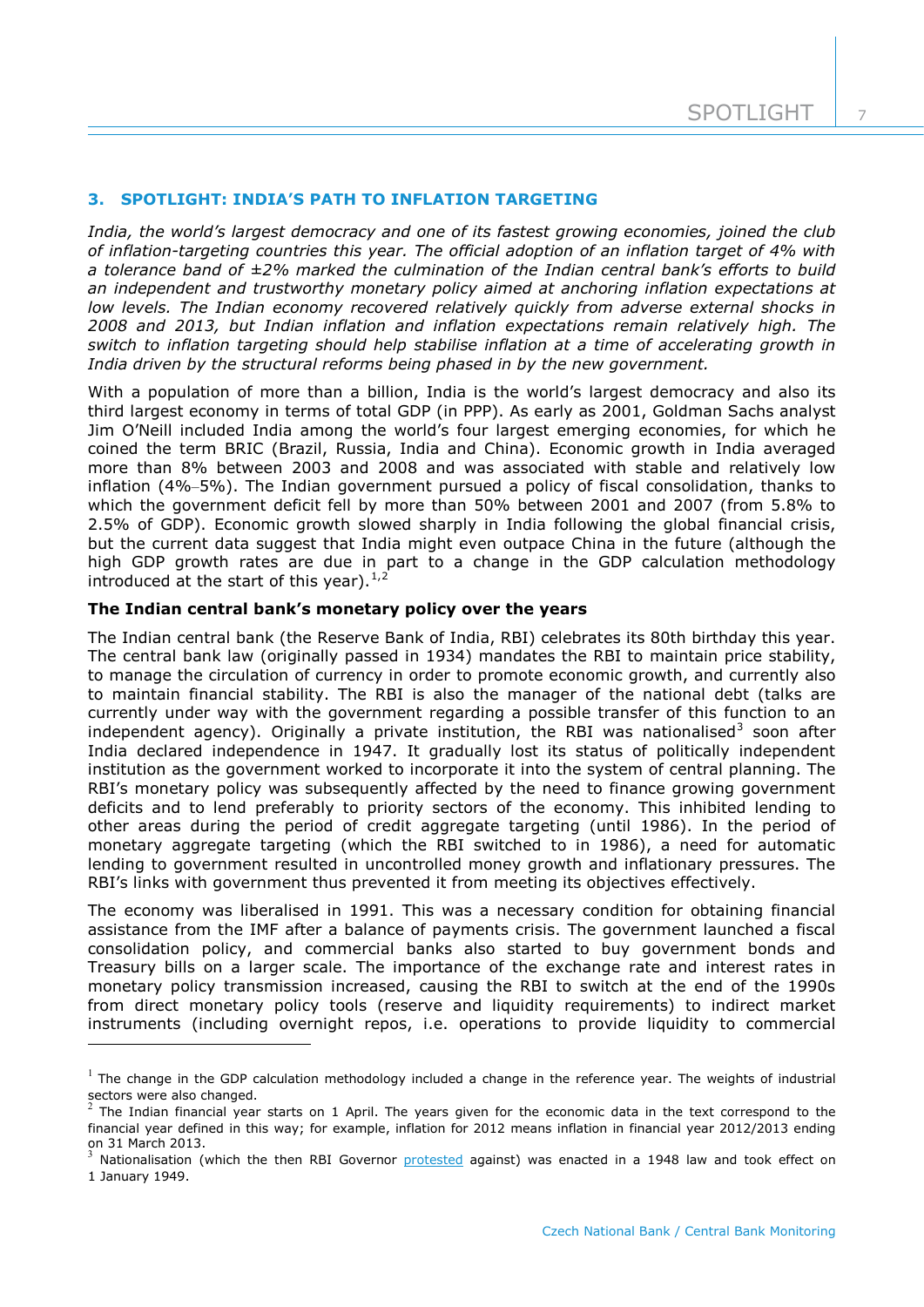## 3. SPOTLIGHT: INDIA'S PATH TO INFLATION TARGETING

*India, the world's largest democracy and one of its fastest growing economies, joined the club of inflation-targeting countries this year. The official adoption of an inflation target of 4% with a tolerance band of ±2% marked the culmination of the Indian central bank's efforts to build an independent and trustworthy monetary policy aimed at anchoring inflation expectations at low levels. The Indian economy recovered relatively quickly from adverse external shocks in 2008 and 2013, but Indian inflation and inflation expectations remain relatively high. The switch to inflation targeting should help stabilise inflation at a time of accelerating growth in India driven by the structural reforms being phased in by the new government.*

With a population of more than a billion, India is the world's largest democracy and also its third largest economy in terms of total GDP (in PPP). As early as 2001, Goldman Sachs analyst Jim O'Neill included India among the world's four largest emerging economies, for which he coined the term BRIC (Brazil, Russia, India and China). Economic growth in India averaged more than 8% between 2003 and 2008 and was associated with stable and relatively low inflation (4%–5%). The Indian government pursued a policy of fiscal consolidation, thanks to which the government deficit fell by more than 50% between 2001 and 2007 (from 5.8% to 2.5% of GDP). Economic growth slowed sharply in India following the global financial crisis, but the current data suggest that India might even outpace China in the future (although the high GDP growth rates are due in part to a change in the GDP calculation methodology introduced at the start of this year).[1,2]

**The Indian central bank's monetary policy over the years**

The Indian central bank (the Reserve Bank of India, RBI) celebrates its 80th birthday this year. The central bank law (originally passed in 1934) mandates the RBI to maintain price stability, to manage the circulation of currency in order to promote economic growth, and currently also to maintain financial stability. The RBI is also the manager of the national debt (talks are currently under way with the government regarding a possible transfer of this function to an independent agency). Originally a private institution, the RBI was nationalised[3] soon after India declared independence in 1947. It gradually lost its status of politically independent institution as the government worked to incorporate it into the system of central planning. The RBI's monetary policy was subsequently affected by the need to finance growing government deficits and to lend preferably to priority sectors of the economy. This inhibited lending to other areas during the period of credit aggregate targeting (until 1986). In the period of monetary aggregate targeting (which the RBI switched to in 1986), a need for automatic lending to government resulted in uncontrolled money growth and inflationary pressures. The RBI's links with government thus prevented it from meeting its objectives effectively.

The economy was liberalised in 1991. This was a necessary condition for obtaining financial assistance from the IMF after a balance of payments crisis. The government launched a fiscal consolidation policy, and commercial banks also started to buy government bonds and Treasury bills on a larger scale. The importance of the exchange rate and interest rates in monetary policy transmission increased, causing the RBI to switch at the end of the 1990s from direct monetary policy tools (reserve and liquidity requirements) to indirect market instruments (including overnight repos, i.e. operations to provide liquidity to commercial

---

[1] The change in the GDP calculation methodology included a change in the reference year. The weights of industrial sectors were also changed.

[2] The Indian financial year starts on 1 April. The years given for the economic data in the text correspond to the financial year defined in this way; for example, inflation for 2012 means inflation in financial year 2012/2013 ending on 31 March 2013.

[3] Nationalisation (which the then RBI Governor protested against) was enacted in a 1948 law and took effect on 1 January 1949.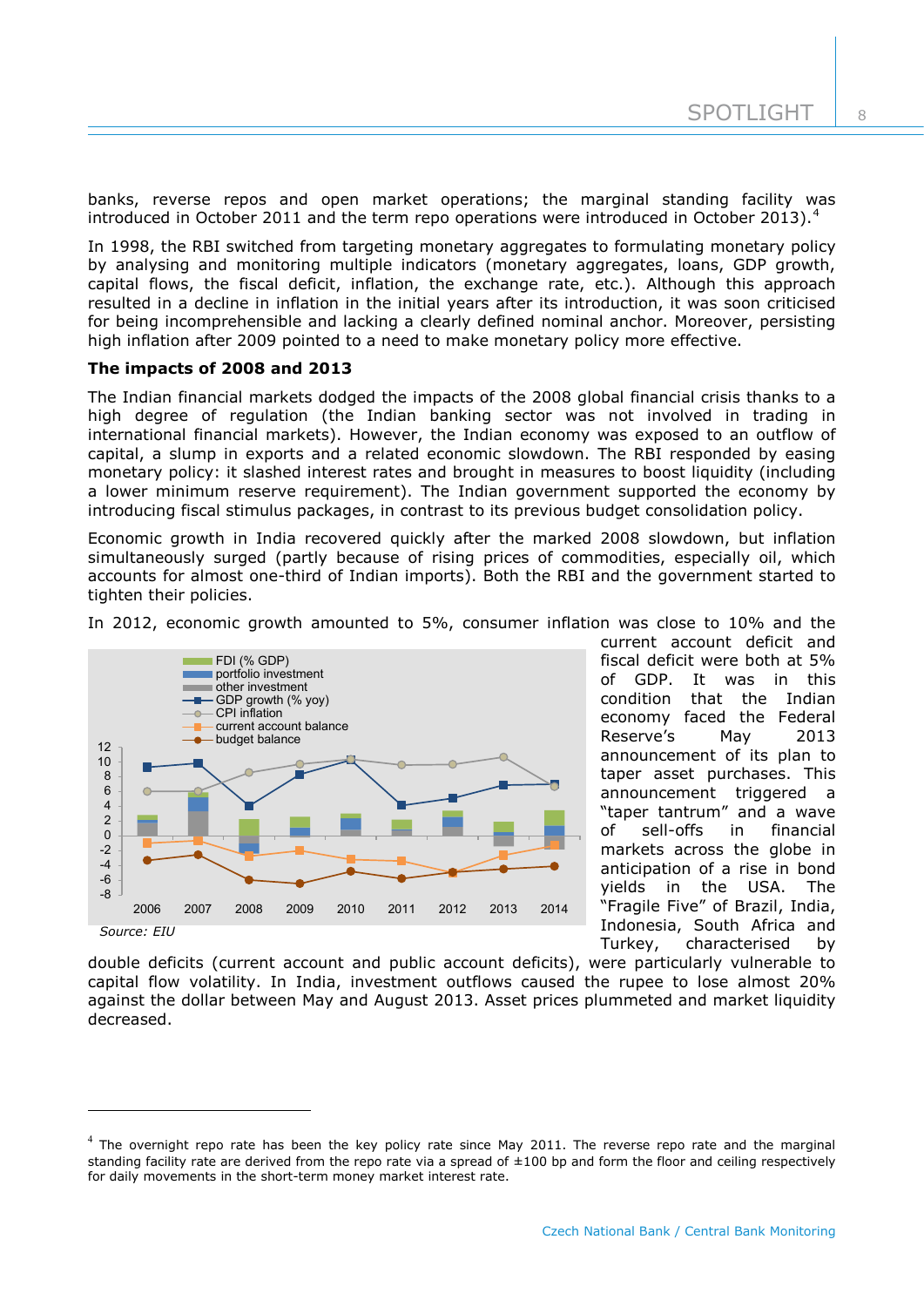banks, reverse repos and open market operations; the marginal standing facility was introduced in October 2011 and the term repo operations were introduced in October 2013).[4]

In 1998, the RBI switched from targeting monetary aggregates to formulating monetary policy by analysing and monitoring multiple indicators (monetary aggregates, loans, GDP growth, capital flows, the fiscal deficit, inflation, the exchange rate, etc.). Although this approach resulted in a decline in inflation in the initial years after its introduction, it was soon criticised for being incomprehensible and lacking a clearly defined nominal anchor. Moreover, persisting high inflation after 2009 pointed to a need to make monetary policy more effective.

**The impacts of 2008 and 2013**

The Indian financial markets dodged the impacts of the 2008 global financial crisis thanks to a high degree of regulation (the Indian banking sector was not involved in trading in international financial markets). However, the Indian economy was exposed to an outflow of capital, a slump in exports and a related economic slowdown. The RBI responded by easing monetary policy: it slashed interest rates and brought in measures to boost liquidity (including a lower minimum reserve requirement). The Indian government supported the economy by introducing fiscal stimulus packages, in contrast to its previous budget consolidation policy.

Economic growth in India recovered quickly after the marked 2008 slowdown, but inflation simultaneously surged (partly because of rising prices of commodities, especially oil, which accounts for almost one-third of Indian imports). Both the RBI and the government started to tighten their policies.

In 2012, economic growth amounted to 5%, consumer inflation was close to 10% and the current account deficit and fiscal deficit were both at 5% of GDP. It was in this condition that the Indian economy faced the Federal Reserve's May 2013 announcement of its plan to taper asset purchases. This announcement triggered a "taper tantrum" and a wave of sell-offs in financial markets across the globe in anticipation of a rise in bond yields in the USA. The "Fragile Five" of Brazil, India, Indonesia, South Africa and Turkey, characterised by double deficits (current account and public account deficits), were particularly vulnerable to capital flow volatility. In India, investment outflows caused the rupee to lose almost 20% against the dollar between May and August 2013. Asset prices plummeted and market liquidity decreased.

*Source: EIU*

[4] The overnight repo rate has been the key policy rate since May 2011. The reverse repo rate and the marginal standing facility rate are derived from the repo rate via a spread of ±100 bp and form the floor and ceiling respectively for daily movements in the short-term money market interest rate.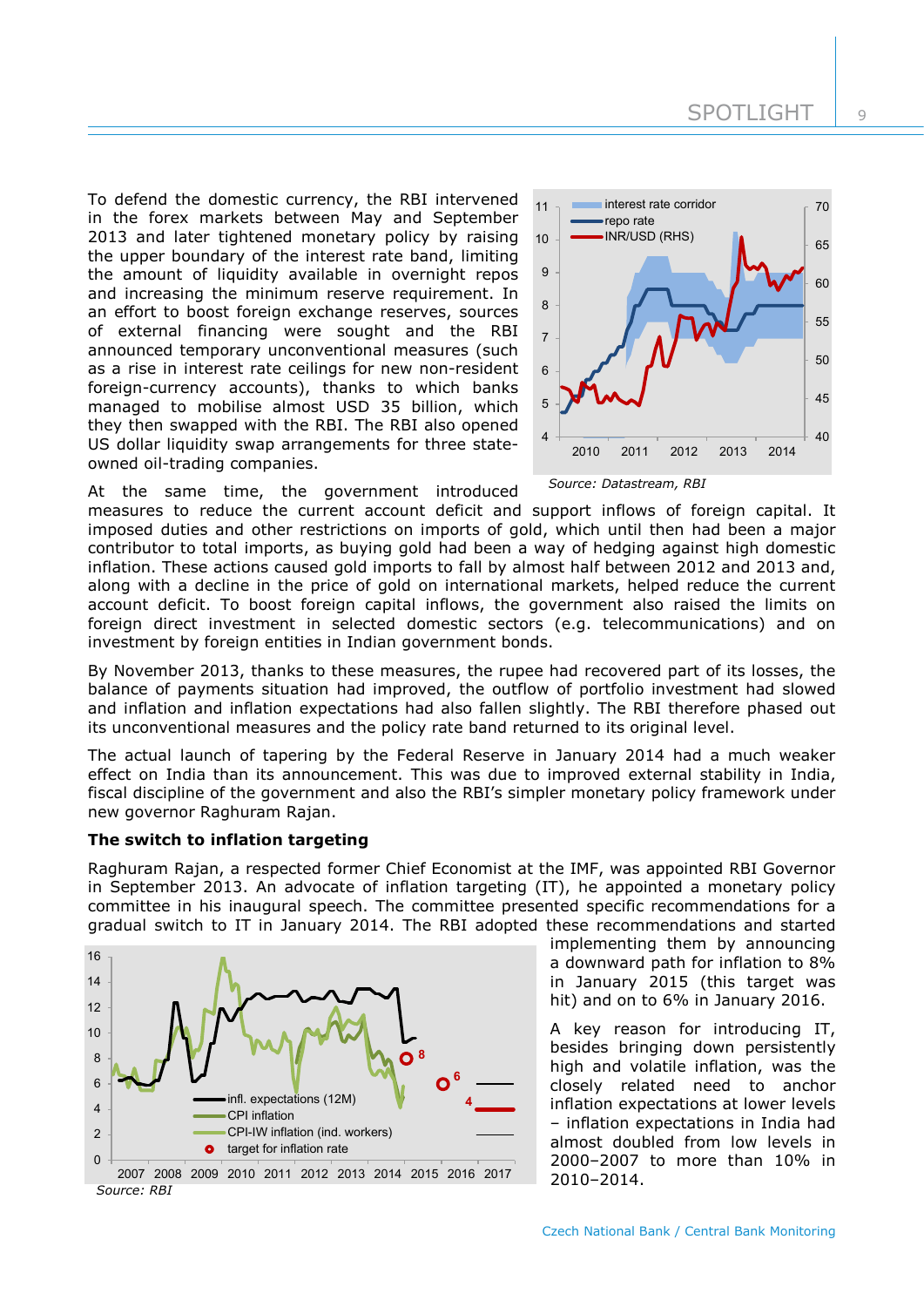To defend the domestic currency, the RBI intervened in the forex markets between May and September 2013 and later tightened monetary policy by raising the upper boundary of the interest rate band, limiting the amount of liquidity available in overnight repos and increasing the minimum reserve requirement. In an effort to boost foreign exchange reserves, sources of external financing were sought and the RBI announced temporary unconventional measures (such as a rise in interest rate ceilings for new non-resident foreign-currency accounts), thanks to which banks managed to mobilise almost USD 35 billion, which they then swapped with the RBI. The RBI also opened US dollar liquidity swap arrangements for three state-owned oil-trading companies.

*Source: Datastream, RBI*

At the same time, the government introduced measures to reduce the current account deficit and support inflows of foreign capital. It imposed duties and other restrictions on imports of gold, which until then had been a major contributor to total imports, as buying gold had been a way of hedging against high domestic inflation. These actions caused gold imports to fall by almost half between 2012 and 2013 and, along with a decline in the price of gold on international markets, helped reduce the current account deficit. To boost foreign capital inflows, the government also raised the limits on foreign direct investment in selected domestic sectors (e.g. telecommunications) and on investment by foreign entities in Indian government bonds.

By November 2013, thanks to these measures, the rupee had recovered part of its losses, the balance of payments situation had improved, the outflow of portfolio investment had slowed and inflation and inflation expectations had also fallen slightly. The RBI therefore phased out its unconventional measures and the policy rate band returned to its original level.

The actual launch of tapering by the Federal Reserve in January 2014 had a much weaker effect on India than its announcement. This was due to improved external stability in India, fiscal discipline of the government and also the RBI's simpler monetary policy framework under new governor Raghuram Rajan.

**The switch to inflation targeting**

Raghuram Rajan, a respected former Chief Economist at the IMF, was appointed RBI Governor in September 2013. An advocate of inflation targeting (IT), he appointed a monetary policy committee in his inaugural speech. The committee presented specific recommendations for a gradual switch to IT in January 2014. The RBI adopted these recommendations and started implementing them by announcing a downward path for inflation to 8% in January 2015 (this target was hit) and on to 6% in January 2016.

A key reason for introducing IT, besides bringing down persistently high and volatile inflation, was the closely related need to anchor inflation expectations at lower levels – inflation expectations in India had almost doubled from low levels in 2000–2007 to more than 10% in 2010–2014.

*Source: RBI*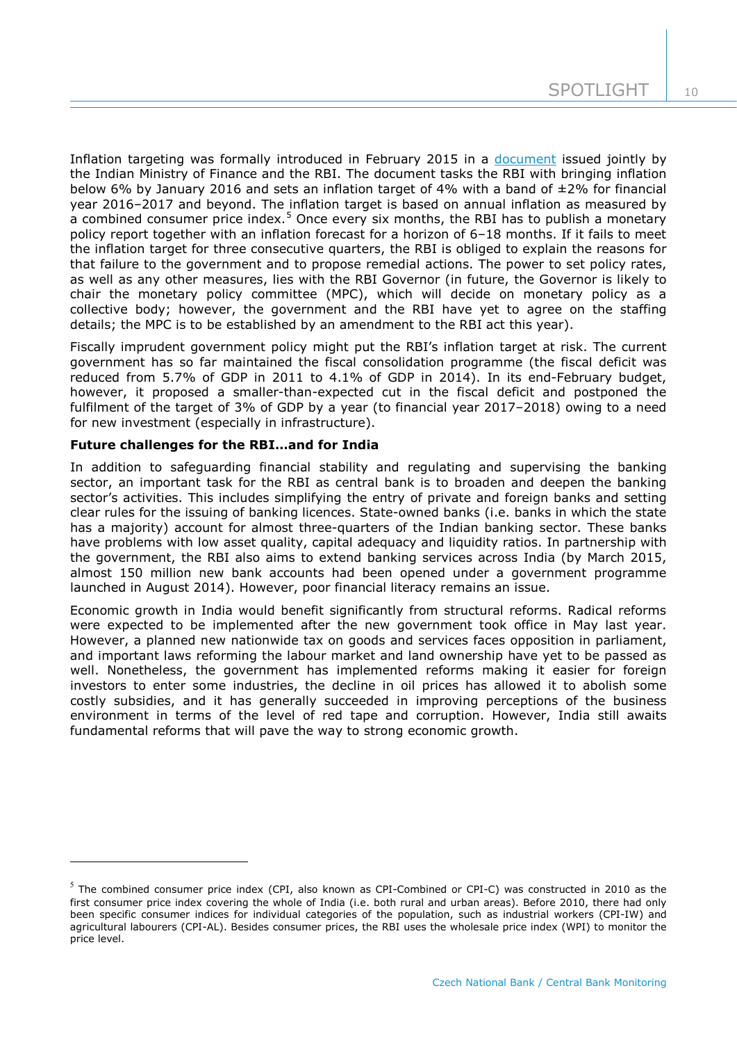Inflation targeting was formally introduced in February 2015 in a document issued jointly by the Indian Ministry of Finance and the RBI. The document tasks the RBI with bringing inflation below 6% by January 2016 and sets an inflation target of 4% with a band of ±2% for financial year 2016–2017 and beyond. The inflation target is based on annual inflation as measured by a combined consumer price index.[5] Once every six months, the RBI has to publish a monetary policy report together with an inflation forecast for a horizon of 6–18 months. If it fails to meet the inflation target for three consecutive quarters, the RBI is obliged to explain the reasons for that failure to the government and to propose remedial actions. The power to set policy rates, as well as any other measures, lies with the RBI Governor (in future, the Governor is likely to chair the monetary policy committee (MPC), which will decide on monetary policy as a collective body; however, the government and the RBI have yet to agree on the staffing details; the MPC is to be established by an amendment to the RBI act this year).

Fiscally imprudent government policy might put the RBI's inflation target at risk. The current government has so far maintained the fiscal consolidation programme (the fiscal deficit was reduced from 5.7% of GDP in 2011 to 4.1% of GDP in 2014). In its end-February budget, however, it proposed a smaller-than-expected cut in the fiscal deficit and postponed the fulfilment of the target of 3% of GDP by a year (to financial year 2017–2018) owing to a need for new investment (especially in infrastructure).

**Future challenges for the RBI…and for India**

In addition to safeguarding financial stability and regulating and supervising the banking sector, an important task for the RBI as central bank is to broaden and deepen the banking sector's activities. This includes simplifying the entry of private and foreign banks and setting clear rules for the issuing of banking licences. State-owned banks (i.e. banks in which the state has a majority) account for almost three-quarters of the Indian banking sector. These banks have problems with low asset quality, capital adequacy and liquidity ratios. In partnership with the government, the RBI also aims to extend banking services across India (by March 2015, almost 150 million new bank accounts had been opened under a government programme launched in August 2014). However, poor financial literacy remains an issue.

Economic growth in India would benefit significantly from structural reforms. Radical reforms were expected to be implemented after the new government took office in May last year. However, a planned new nationwide tax on goods and services faces opposition in parliament, and important laws reforming the labour market and land ownership have yet to be passed as well. Nonetheless, the government has implemented reforms making it easier for foreign investors to enter some industries, the decline in oil prices has allowed it to abolish some costly subsidies, and it has generally succeeded in improving perceptions of the business environment in terms of the level of red tape and corruption. However, India still awaits fundamental reforms that will pave the way to strong economic growth.

---

[5] The combined consumer price index (CPI, also known as CPI-Combined or CPI-C) was constructed in 2010 as the first consumer price index covering the whole of India (i.e. both rural and urban areas). Before 2010, there had only been specific consumer indices for individual categories of the population, such as industrial workers (CPI-IW) and agricultural labourers (CPI-AL). Besides consumer prices, the RBI uses the wholesale price index (WPI) to monitor the price level.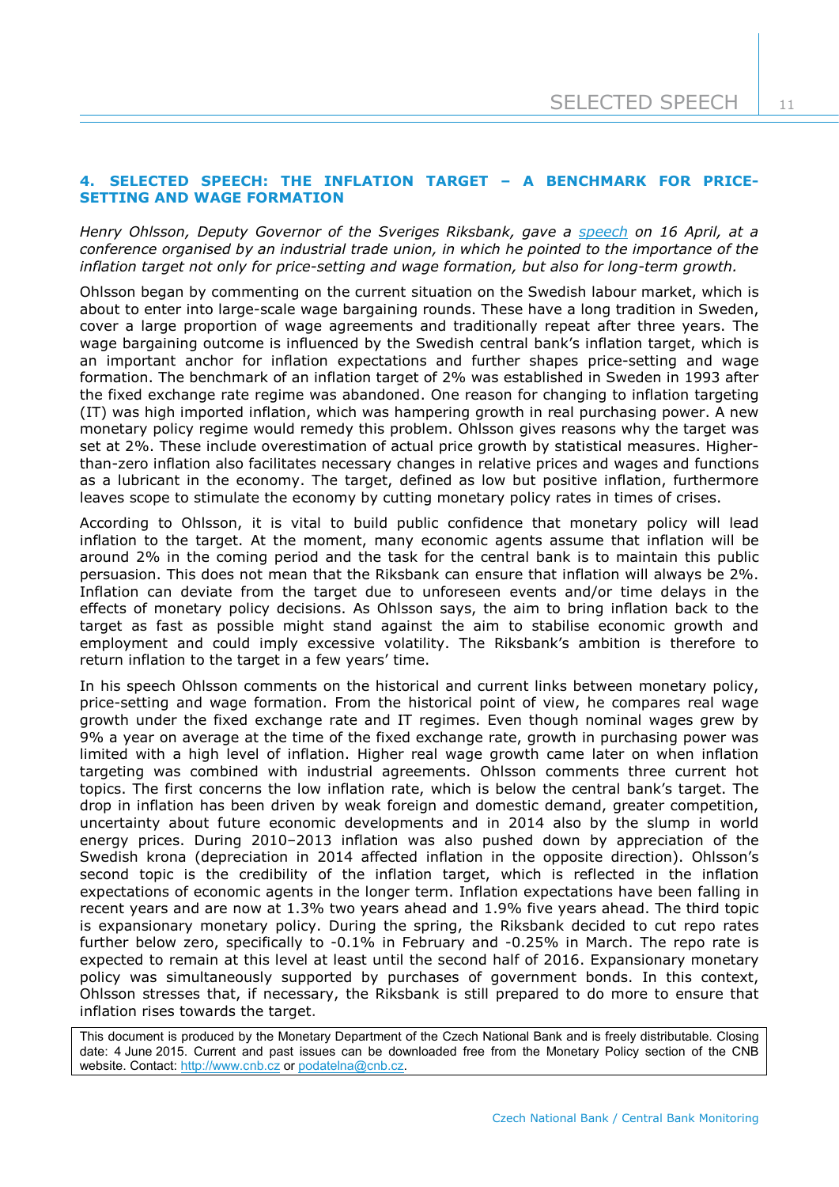## 4. SELECTED SPEECH: THE INFLATION TARGET – A BENCHMARK FOR PRICE-SETTING AND WAGE FORMATION

*Henry Ohlsson, Deputy Governor of the Sveriges Riksbank, gave a speech on 16 April, at a conference organised by an industrial trade union, in which he pointed to the importance of the inflation target not only for price-setting and wage formation, but also for long-term growth.*

Ohlsson began by commenting on the current situation on the Swedish labour market, which is about to enter into large-scale wage bargaining rounds. These have a long tradition in Sweden, cover a large proportion of wage agreements and traditionally repeat after three years. The wage bargaining outcome is influenced by the Swedish central bank's inflation target, which is an important anchor for inflation expectations and further shapes price-setting and wage formation. The benchmark of an inflation target of 2% was established in Sweden in 1993 after the fixed exchange rate regime was abandoned. One reason for changing to inflation targeting (IT) was high imported inflation, which was hampering growth in real purchasing power. A new monetary policy regime would remedy this problem. Ohlsson gives reasons why the target was set at 2%. These include overestimation of actual price growth by statistical measures. Higher-than-zero inflation also facilitates necessary changes in relative prices and wages and functions as a lubricant in the economy. The target, defined as low but positive inflation, furthermore leaves scope to stimulate the economy by cutting monetary policy rates in times of crises.

According to Ohlsson, it is vital to build public confidence that monetary policy will lead inflation to the target. At the moment, many economic agents assume that inflation will be around 2% in the coming period and the task for the central bank is to maintain this public persuasion. This does not mean that the Riksbank can ensure that inflation will always be 2%. Inflation can deviate from the target due to unforeseen events and/or time delays in the effects of monetary policy decisions. As Ohlsson says, the aim to bring inflation back to the target as fast as possible might stand against the aim to stabilise economic growth and employment and could imply excessive volatility. The Riksbank's ambition is therefore to return inflation to the target in a few years' time.

In his speech Ohlsson comments on the historical and current links between monetary policy, price-setting and wage formation. From the historical point of view, he compares real wage growth under the fixed exchange rate and IT regimes. Even though nominal wages grew by 9% a year on average at the time of the fixed exchange rate, growth in purchasing power was limited with a high level of inflation. Higher real wage growth came later on when inflation targeting was combined with industrial agreements. Ohlsson comments three current hot topics. The first concerns the low inflation rate, which is below the central bank's target. The drop in inflation has been driven by weak foreign and domestic demand, greater competition, uncertainty about future economic developments and in 2014 also by the slump in world energy prices. During 2010–2013 inflation was also pushed down by appreciation of the Swedish krona (depreciation in 2014 affected inflation in the opposite direction). Ohlsson's second topic is the credibility of the inflation target, which is reflected in the inflation expectations of economic agents in the longer term. Inflation expectations have been falling in recent years and are now at 1.3% two years ahead and 1.9% five years ahead. The third topic is expansionary monetary policy. During the spring, the Riksbank decided to cut repo rates further below zero, specifically to -0.1% in February and -0.25% in March. The repo rate is expected to remain at this level at least until the second half of 2016. Expansionary monetary policy was simultaneously supported by purchases of government bonds. In this context, Ohlsson stresses that, if necessary, the Riksbank is still prepared to do more to ensure that inflation rises towards the target.

This document is produced by the Monetary Department of the Czech National Bank and is freely distributable. Closing date: 4 June 2015. Current and past issues can be downloaded free from the Monetary Policy section of the CNB website. Contact: http://www.cnb.cz or podatelna@cnb.cz.